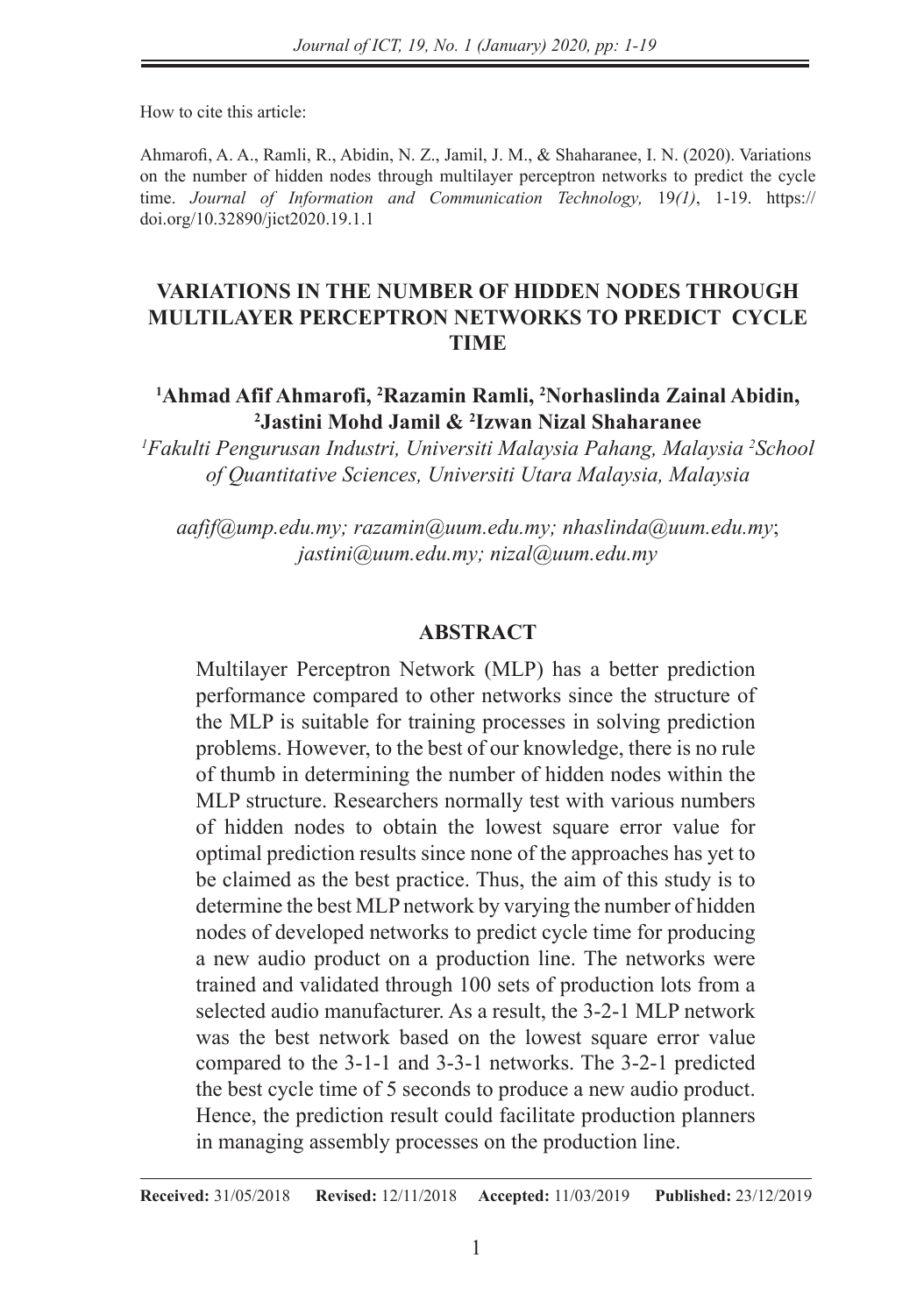How to cite this article:

Ahmarofi, A. A., Ramli, R., Abidin, N. Z., Jamil, J. M., & Shaharanee, I. N. (2020). Variations on the number of hidden nodes through multilayer perceptron networks to predict the cycle time. *Journal of Information and Communication Technology,* 19*(1)*, 1-19. https://doi.org/10.32890/jict2020.19.1.1

# VARIATIONS IN THE NUMBER OF HIDDEN NODES THROUGH MULTILAYER PERCEPTRON NETWORKS TO PREDICT CYCLE TIME

**[1]Ahmad Afif Ahmarofi, [2]Razamin Ramli, [2]Norhaslinda Zainal Abidin, [2]Jastini Mohd Jamil & [2]Izwan Nizal Shaharanee**

*[1]Fakulti Pengurusan Industri, Universiti Malaysia Pahang, Malaysia [2]School of Quantitative Sciences, Universiti Utara Malaysia, Malaysia*

*aafif@ump.edu.my; razamin@uum.edu.my; nhaslinda@uum.edu.my; jastini@uum.edu.my; nizal@uum.edu.my*

## ABSTRACT

Multilayer Perceptron Network (MLP) has a better prediction performance compared to other networks since the structure of the MLP is suitable for training processes in solving prediction problems. However, to the best of our knowledge, there is no rule of thumb in determining the number of hidden nodes within the MLP structure. Researchers normally test with various numbers of hidden nodes to obtain the lowest square error value for optimal prediction results since none of the approaches has yet to be claimed as the best practice. Thus, the aim of this study is to determine the best MLP network by varying the number of hidden nodes of developed networks to predict cycle time for producing a new audio product on a production line. The networks were trained and validated through 100 sets of production lots from a selected audio manufacturer. As a result, the 3-2-1 MLP network was the best network based on the lowest square error value compared to the 3-1-1 and 3-3-1 networks. The 3-2-1 predicted the best cycle time of 5 seconds to produce a new audio product. Hence, the prediction result could facilitate production planners in managing assembly processes on the production line.

**Received:** 31/05/2018 **Revised:** 12/11/2018 **Accepted:** 11/03/2019 **Published:** 23/12/2019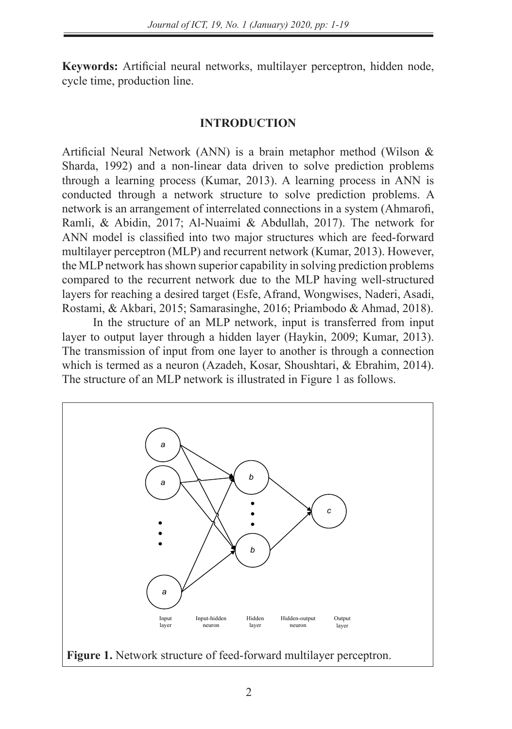**Keywords:** Artificial neural networks, multilayer perceptron, hidden node, cycle time, production line.

## INTRODUCTION

Artificial Neural Network (ANN) is a brain metaphor method (Wilson & Sharda, 1992) and a non-linear data driven to solve prediction problems through a learning process (Kumar, 2013). A learning process in ANN is conducted through a network structure to solve prediction problems. A network is an arrangement of interrelated connections in a system (Ahmarofi, Ramli, & Abidin, 2017; Al-Nuaimi & Abdullah, 2017). The network for ANN model is classified into two major structures which are feed-forward multilayer perceptron (MLP) and recurrent network (Kumar, 2013). However, the MLP network has shown superior capability in solving prediction problems compared to the recurrent network due to the MLP having well-structured layers for reaching a desired target (Esfe, Afrand, Wongwises, Naderi, Asadi, Rostami, & Akbari, 2015; Samarasinghe, 2016; Priambodo & Ahmad, 2018).

In the structure of an MLP network, input is transferred from input layer to output layer through a hidden layer (Haykin, 2009; Kumar, 2013). The transmission of input from one layer to another is through a connection which is termed as a neuron (Azadeh, Kosar, Shoushtari, & Ebrahim, 2014). The structure of an MLP network is illustrated in Figure 1 as follows.

**Figure 1.** Network structure of feed-forward multilayer perceptron.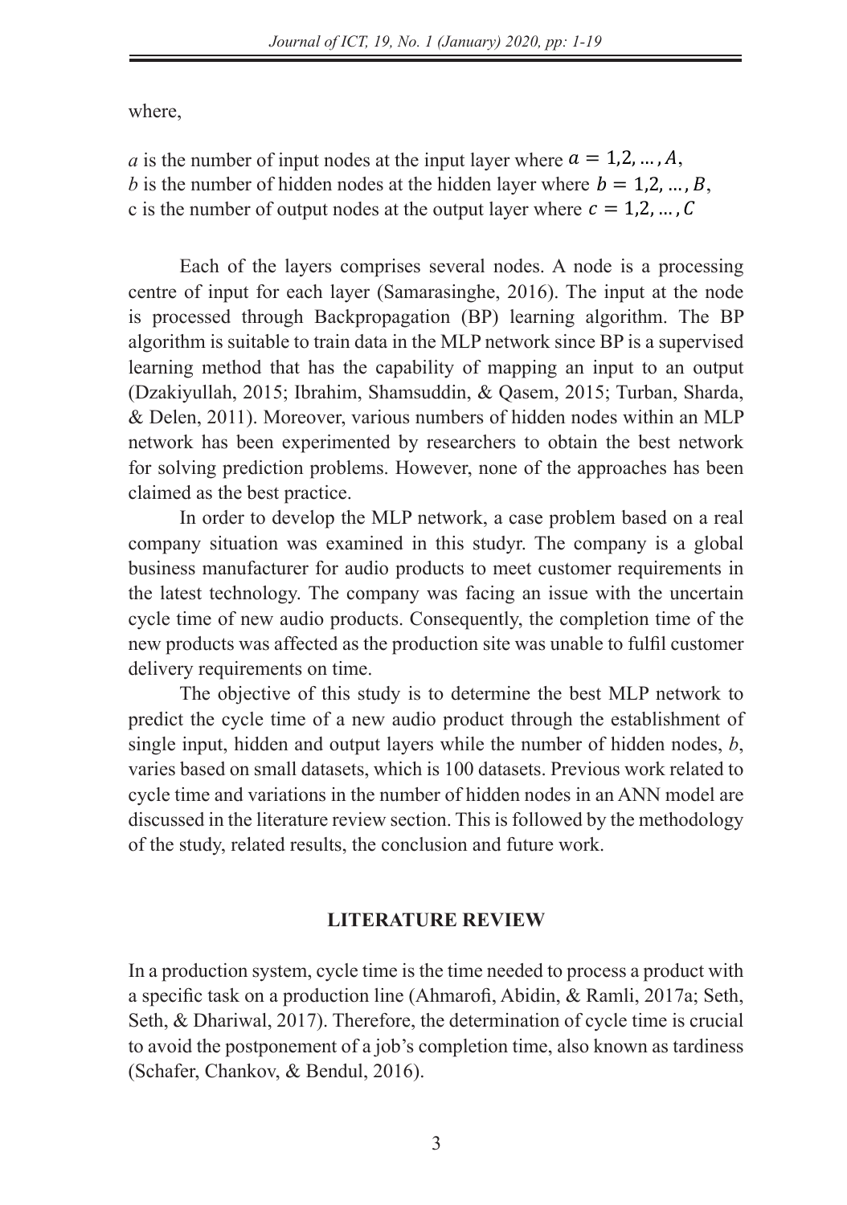where,

*a* is the number of input nodes at the input layer where $a = 1,2, \dots, A$,
*b* is the number of hidden nodes at the hidden layer where $b = 1,2, \dots, B$,
c is the number of output nodes at the output layer where $c = 1,2, \dots, C$

Each of the layers comprises several nodes. A node is a processing centre of input for each layer (Samarasinghe, 2016). The input at the node is processed through Backpropagation (BP) learning algorithm. The BP algorithm is suitable to train data in the MLP network since BP is a supervised learning method that has the capability of mapping an input to an output (Dzakiyullah, 2015; Ibrahim, Shamsuddin, & Qasem, 2015; Turban, Sharda, & Delen, 2011). Moreover, various numbers of hidden nodes within an MLP network has been experimented by researchers to obtain the best network for solving prediction problems. However, none of the approaches has been claimed as the best practice.

In order to develop the MLP network, a case problem based on a real company situation was examined in this studyr. The company is a global business manufacturer for audio products to meet customer requirements in the latest technology. The company was facing an issue with the uncertain cycle time of new audio products. Consequently, the completion time of the new products was affected as the production site was unable to fulfil customer delivery requirements on time.

The objective of this study is to determine the best MLP network to predict the cycle time of a new audio product through the establishment of single input, hidden and output layers while the number of hidden nodes, *b*, varies based on small datasets, which is 100 datasets. Previous work related to cycle time and variations in the number of hidden nodes in an ANN model are discussed in the literature review section. This is followed by the methodology of the study, related results, the conclusion and future work.

## LITERATURE REVIEW

In a production system, cycle time is the time needed to process a product with a specific task on a production line (Ahmarofi, Abidin, & Ramli, 2017a; Seth, Seth, & Dhariwal, 2017). Therefore, the determination of cycle time is crucial to avoid the postponement of a job's completion time, also known as tardiness (Schafer, Chankov, & Bendul, 2016).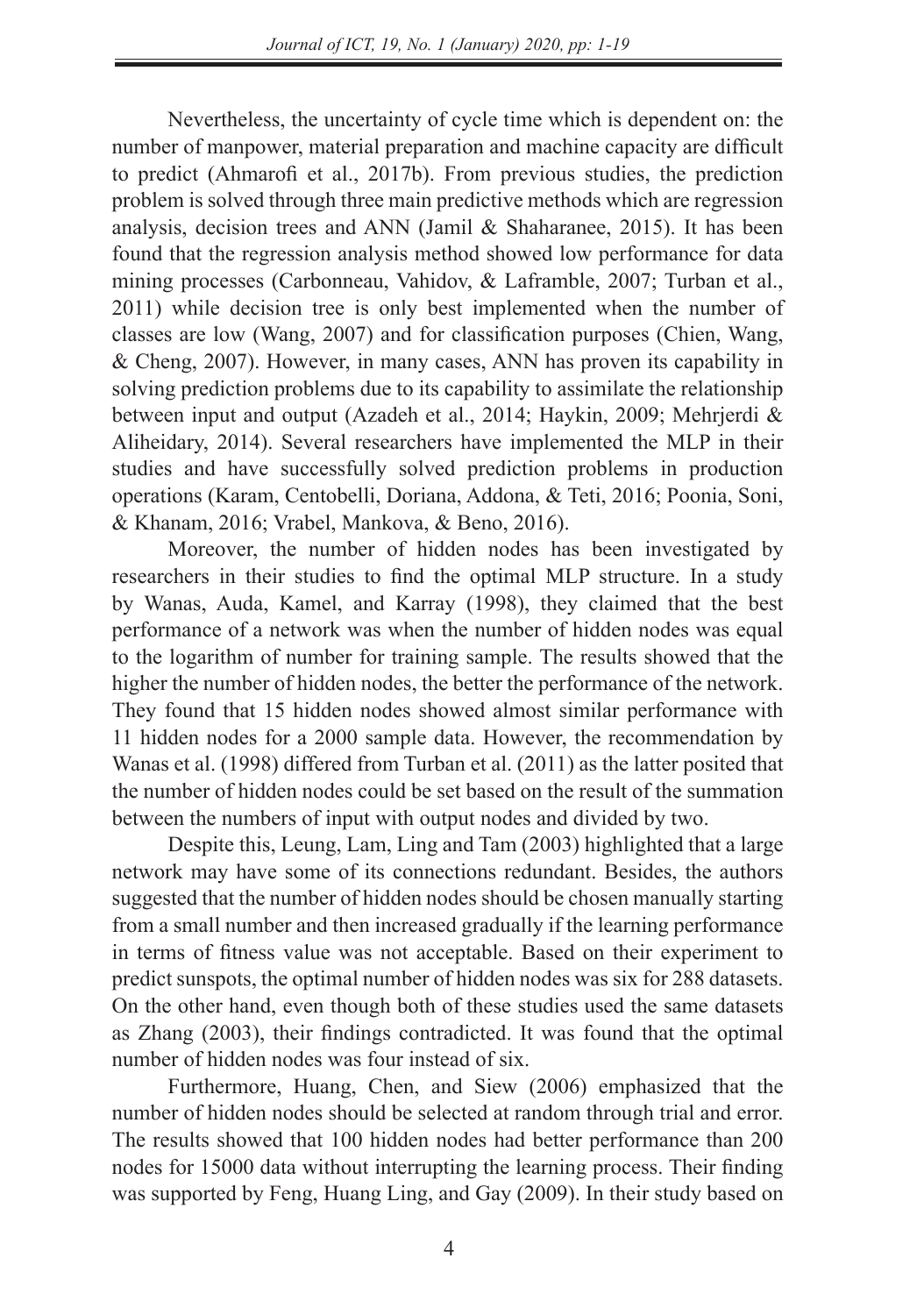Nevertheless, the uncertainty of cycle time which is dependent on: the number of manpower, material preparation and machine capacity are difficult to predict (Ahmarofi et al., 2017b). From previous studies, the prediction problem is solved through three main predictive methods which are regression analysis, decision trees and ANN (Jamil & Shaharanee, 2015). It has been found that the regression analysis method showed low performance for data mining processes (Carbonneau, Vahidov, & Laframble, 2007; Turban et al., 2011) while decision tree is only best implemented when the number of classes are low (Wang, 2007) and for classification purposes (Chien, Wang, & Cheng, 2007). However, in many cases, ANN has proven its capability in solving prediction problems due to its capability to assimilate the relationship between input and output (Azadeh et al., 2014; Haykin, 2009; Mehrjerdi & Aliheidary, 2014). Several researchers have implemented the MLP in their studies and have successfully solved prediction problems in production operations (Karam, Centobelli, Doriana, Addona, & Teti, 2016; Poonia, Soni, & Khanam, 2016; Vrabel, Mankova, & Beno, 2016).

Moreover, the number of hidden nodes has been investigated by researchers in their studies to find the optimal MLP structure. In a study by Wanas, Auda, Kamel, and Karray (1998), they claimed that the best performance of a network was when the number of hidden nodes was equal to the logarithm of number for training sample. The results showed that the higher the number of hidden nodes, the better the performance of the network. They found that 15 hidden nodes showed almost similar performance with 11 hidden nodes for a 2000 sample data. However, the recommendation by Wanas et al. (1998) differed from Turban et al. (2011) as the latter posited that the number of hidden nodes could be set based on the result of the summation between the numbers of input with output nodes and divided by two.

Despite this, Leung, Lam, Ling and Tam (2003) highlighted that a large network may have some of its connections redundant. Besides, the authors suggested that the number of hidden nodes should be chosen manually starting from a small number and then increased gradually if the learning performance in terms of fitness value was not acceptable. Based on their experiment to predict sunspots, the optimal number of hidden nodes was six for 288 datasets. On the other hand, even though both of these studies used the same datasets as Zhang (2003), their findings contradicted. It was found that the optimal number of hidden nodes was four instead of six.

Furthermore, Huang, Chen, and Siew (2006) emphasized that the number of hidden nodes should be selected at random through trial and error. The results showed that 100 hidden nodes had better performance than 200 nodes for 15000 data without interrupting the learning process. Their finding was supported by Feng, Huang Ling, and Gay (2009). In their study based on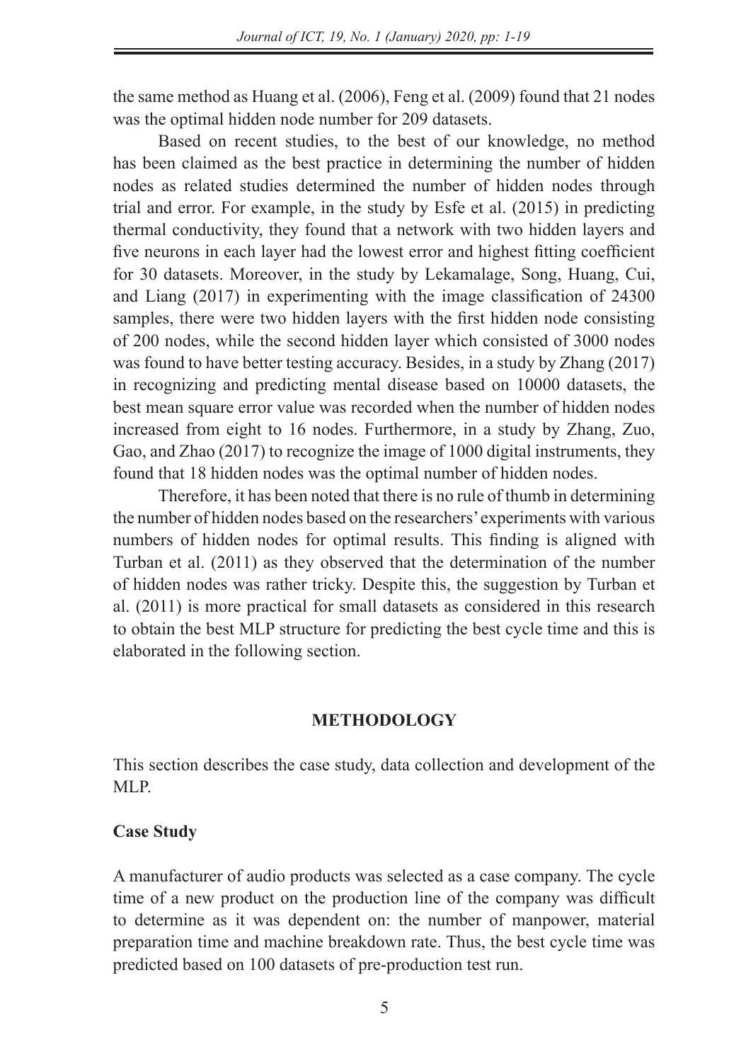the same method as Huang et al. (2006), Feng et al. (2009) found that 21 nodes was the optimal hidden node number for 209 datasets.

Based on recent studies, to the best of our knowledge, no method has been claimed as the best practice in determining the number of hidden nodes as related studies determined the number of hidden nodes through trial and error. For example, in the study by Esfe et al. (2015) in predicting thermal conductivity, they found that a network with two hidden layers and five neurons in each layer had the lowest error and highest fitting coefficient for 30 datasets. Moreover, in the study by Lekamalage, Song, Huang, Cui, and Liang (2017) in experimenting with the image classification of 24300 samples, there were two hidden layers with the first hidden node consisting of 200 nodes, while the second hidden layer which consisted of 3000 nodes was found to have better testing accuracy. Besides, in a study by Zhang (2017) in recognizing and predicting mental disease based on 10000 datasets, the best mean square error value was recorded when the number of hidden nodes increased from eight to 16 nodes. Furthermore, in a study by Zhang, Zuo, Gao, and Zhao (2017) to recognize the image of 1000 digital instruments, they found that 18 hidden nodes was the optimal number of hidden nodes.

Therefore, it has been noted that there is no rule of thumb in determining the number of hidden nodes based on the researchers' experiments with various numbers of hidden nodes for optimal results. This finding is aligned with Turban et al. (2011) as they observed that the determination of the number of hidden nodes was rather tricky. Despite this, the suggestion by Turban et al. (2011) is more practical for small datasets as considered in this research to obtain the best MLP structure for predicting the best cycle time and this is elaborated in the following section.

## METHODOLOGY

This section describes the case study, data collection and development of the MLP.

### Case Study

A manufacturer of audio products was selected as a case company. The cycle time of a new product on the production line of the company was difficult to determine as it was dependent on: the number of manpower, material preparation time and machine breakdown rate. Thus, the best cycle time was predicted based on 100 datasets of pre-production test run.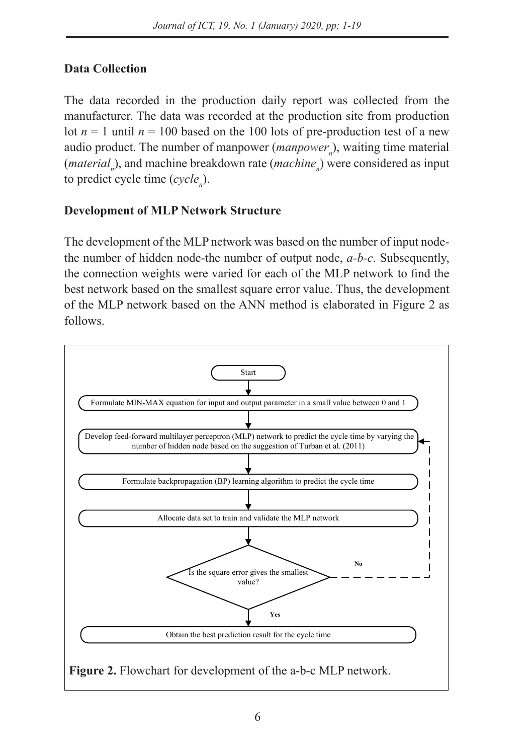## Data Collection

The data recorded in the production daily report was collected from the manufacturer. The data was recorded at the production site from production lot $n = 1$ until $n = 100$ based on the 100 lots of pre-production test of a new audio product. The number of manpower ($manpower_n$), waiting time material ($material_n$), and machine breakdown rate ($machine_n$) were considered as input to predict cycle time ($cycle_n$).

## Development of MLP Network Structure

The development of the MLP network was based on the number of input node-the number of hidden node-the number of output node, *a-b-c*. Subsequently, the connection weights were varied for each of the MLP network to find the best network based on the smallest square error value. Thus, the development of the MLP network based on the ANN method is elaborated in Figure 2 as follows.

Start

Formulate MIN-MAX equation for input and output parameter in a small value between 0 and 1

Develop feed-forward multilayer perceptron (MLP) network to predict the cycle time by varying the number of hidden node based on the suggestion of Turban et al. (2011)

Formulate backpropagation (BP) learning algorithm to predict the cycle time

Allocate data set to train and validate the MLP network

Is the square error gives the smallest value?

No

Yes

Obtain the best prediction result for the cycle time

**Figure 2.** Flowchart for development of the a-b-c MLP network.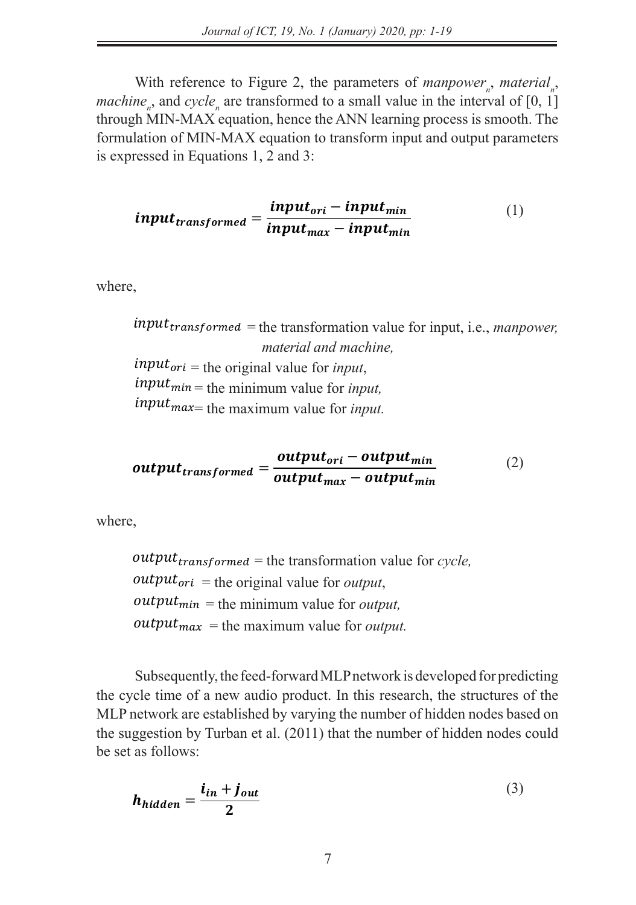With reference to Figure 2, the parameters of *manpower*$_n$, *material*$_n$, *machine*$_n$, and *cycle*$_n$ are transformed to a small value in the interval of [0, 1] through MIN-MAX equation, hence the ANN learning process is smooth. The formulation of MIN-MAX equation to transform input and output parameters is expressed in Equations 1, 2 and 3:

$$\boldsymbol{input_{transformed}} = \frac{\boldsymbol{input_{ori} - input_{min}}}{\boldsymbol{input_{max} - input_{min}}} \tag{1}$$

where,

$input_{transformed}$ = the transformation value for input, i.e., *manpower, material and machine,*
$input_{ori}$ = the original value for *input*,
$input_{min}$ = the minimum value for *input,*
$input_{max}$ = the maximum value for *input.*

$$\boldsymbol{output_{transformed}} = \frac{\boldsymbol{output_{ori} - output_{min}}}{\boldsymbol{output_{max} - output_{min}}} \tag{2}$$

where,

$output_{transformed}$ = the transformation value for *cycle,*
$output_{ori}$ = the original value for *output*,
$output_{min}$ = the minimum value for *output,*
$output_{max}$ = the maximum value for *output.*

Subsequently, the feed-forward MLP network is developed for predicting the cycle time of a new audio product. In this research, the structures of the MLP network are established by varying the number of hidden nodes based on the suggestion by Turban et al. (2011) that the number of hidden nodes could be set as follows:

$$\boldsymbol{h_{hidden}} = \frac{\boldsymbol{i_{in} + j_{out}}}{\boldsymbol{2}} \tag{3}$$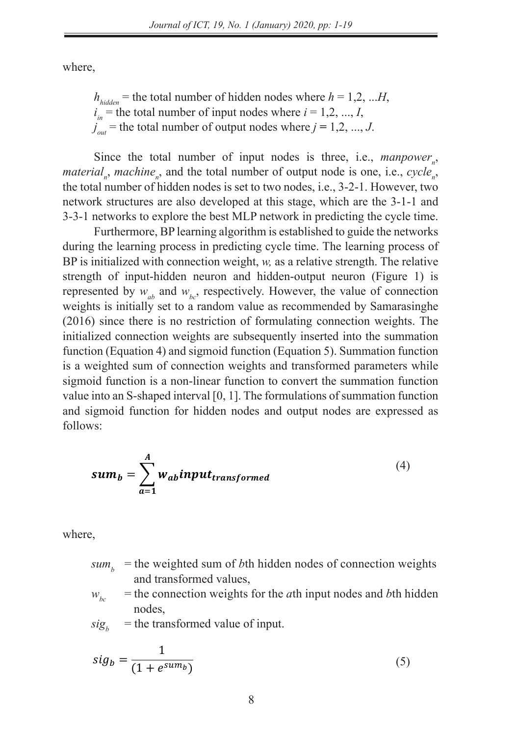where,

$h_{hidden}$ = the total number of hidden nodes where $h = 1,2, ...H$,
$i_{in}$ = the total number of input nodes where $i = 1,2, ..., I$,
$j_{out}$ = the total number of output nodes where $j = 1,2, ..., J$.

Since the total number of input nodes is three, i.e., $manpower_n$, $material_n$, $machine_n$, and the total number of output node is one, i.e., $cycle_n$, the total number of hidden nodes is set to two nodes, i.e., 3-2-1. However, two network structures are also developed at this stage, which are the 3-1-1 and 3-3-1 networks to explore the best MLP network in predicting the cycle time.

Furthermore, BP learning algorithm is established to guide the networks during the learning process in predicting cycle time. The learning process of BP is initialized with connection weight, *w,* as a relative strength. The relative strength of input-hidden neuron and hidden-output neuron (Figure 1) is represented by $w_{ab}$ and $w_{bc}$, respectively. However, the value of connection weights is initially set to a random value as recommended by Samarasinghe (2016) since there is no restriction of formulating connection weights. The initialized connection weights are subsequently inserted into the summation function (Equation 4) and sigmoid function (Equation 5). Summation function is a weighted sum of connection weights and transformed parameters while sigmoid function is a non-linear function to convert the summation function value into an S-shaped interval [0, 1]. The formulations of summation function and sigmoid function for hidden nodes and output nodes are expressed as follows:

$$\boldsymbol{sum_b = \sum_{a=1}^{A} w_{ab} input_{transformed}} \tag{4}$$

where,

$sum_b$ = the weighted sum of *b*th hidden nodes of connection weights and transformed values,
$w_{bc}$ = the connection weights for the *a*th input nodes and *b*th hidden nodes,
$sig_b$ = the transformed value of input.

$$sig_b = \frac{1}{(1 + e^{sum_b})} \tag{5}$$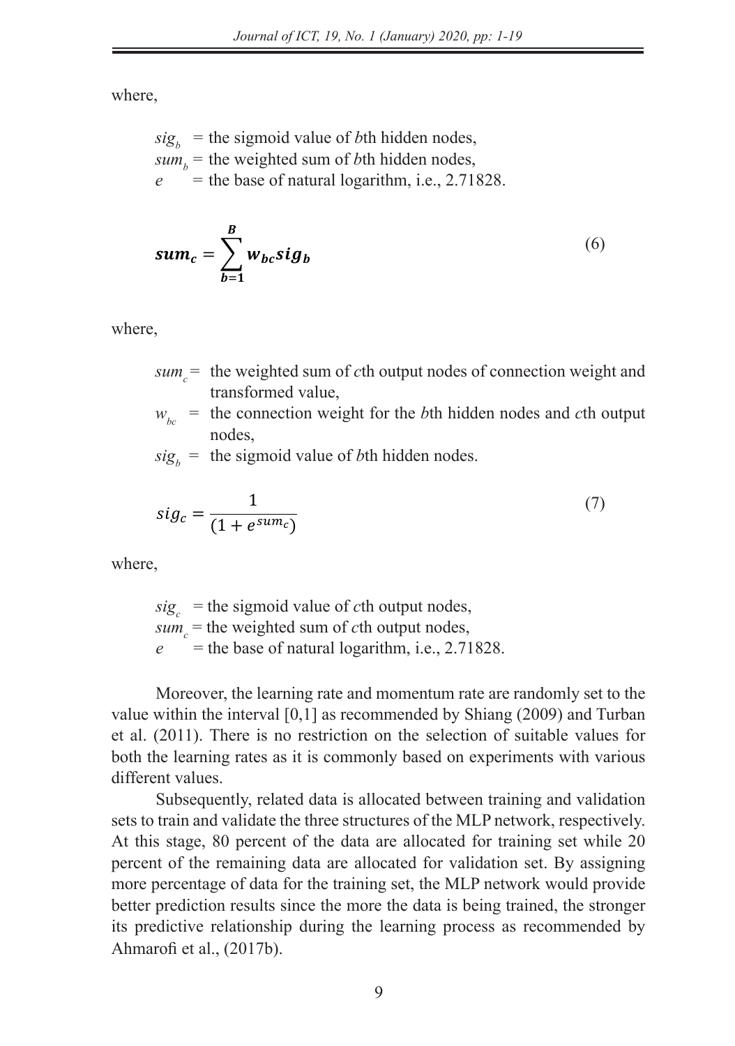where,

$sig_b$ = the sigmoid value of *b*th hidden nodes,
$sum_b$ = the weighted sum of *b*th hidden nodes,
$e$ = the base of natural logarithm, i.e., 2.71828.

$$\boldsymbol{sum_c = \sum_{b=1}^{B} w_{bc} sig_b} \tag{6}$$

where,

$sum_c$ = the weighted sum of *c*th output nodes of connection weight and transformed value,
$w_{bc}$ = the connection weight for the *b*th hidden nodes and *c*th output nodes,
$sig_b$ = the sigmoid value of *b*th hidden nodes.

$$sig_c = \frac{1}{(1 + e^{sum_c})} \tag{7}$$

where,

$sig_c$ = the sigmoid value of *c*th output nodes,
$sum_c$ = the weighted sum of *c*th output nodes,
$e$ = the base of natural logarithm, i.e., 2.71828.

Moreover, the learning rate and momentum rate are randomly set to the value within the interval [0,1] as recommended by Shiang (2009) and Turban et al. (2011). There is no restriction on the selection of suitable values for both the learning rates as it is commonly based on experiments with various different values.

Subsequently, related data is allocated between training and validation sets to train and validate the three structures of the MLP network, respectively. At this stage, 80 percent of the data are allocated for training set while 20 percent of the remaining data are allocated for validation set. By assigning more percentage of data for the training set, the MLP network would provide better prediction results since the more the data is being trained, the stronger its predictive relationship during the learning process as recommended by Ahmarofi et al., (2017b).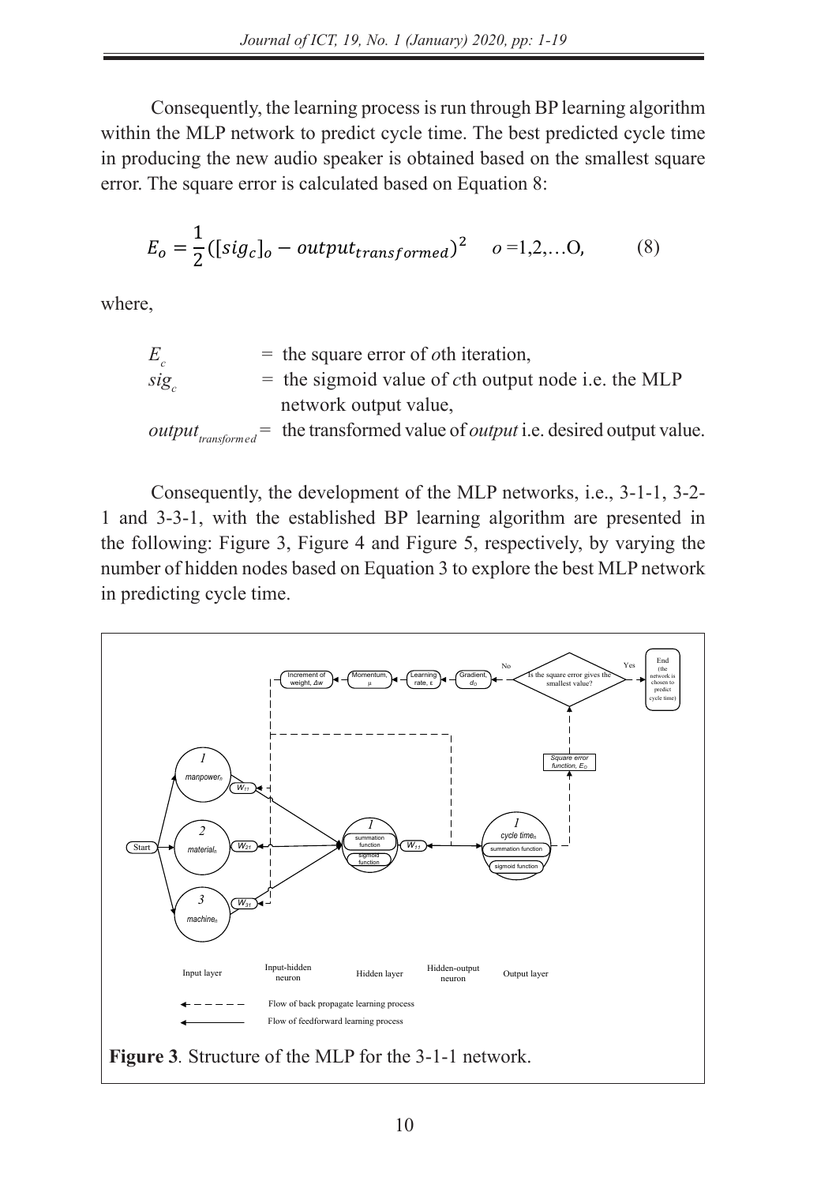Consequently, the learning process is run through BP learning algorithm within the MLP network to predict cycle time. The best predicted cycle time in producing the new audio speaker is obtained based on the smallest square error. The square error is calculated based on Equation 8:

$$E_o = \frac{1}{2}([sig_c]_o - output_{transformed})^2 \quad o = 1,2,\ldots O, \qquad (8)$$

where,

$E_c$ = the square error of $o$th iteration,
$sig_c$ = the sigmoid value of $c$th output node i.e. the MLP network output value,
$output_{transformed}$ = the transformed value of *output* i.e. desired output value.

Consequently, the development of the MLP networks, i.e., 3-1-1, 3-2-1 and 3-3-1, with the established BP learning algorithm are presented in the following: Figure 3, Figure 4 and Figure 5, respectively, by varying the number of hidden nodes based on Equation 3 to explore the best MLP network in predicting cycle time.

**Figure 3**. Structure of the MLP for the 3-1-1 network.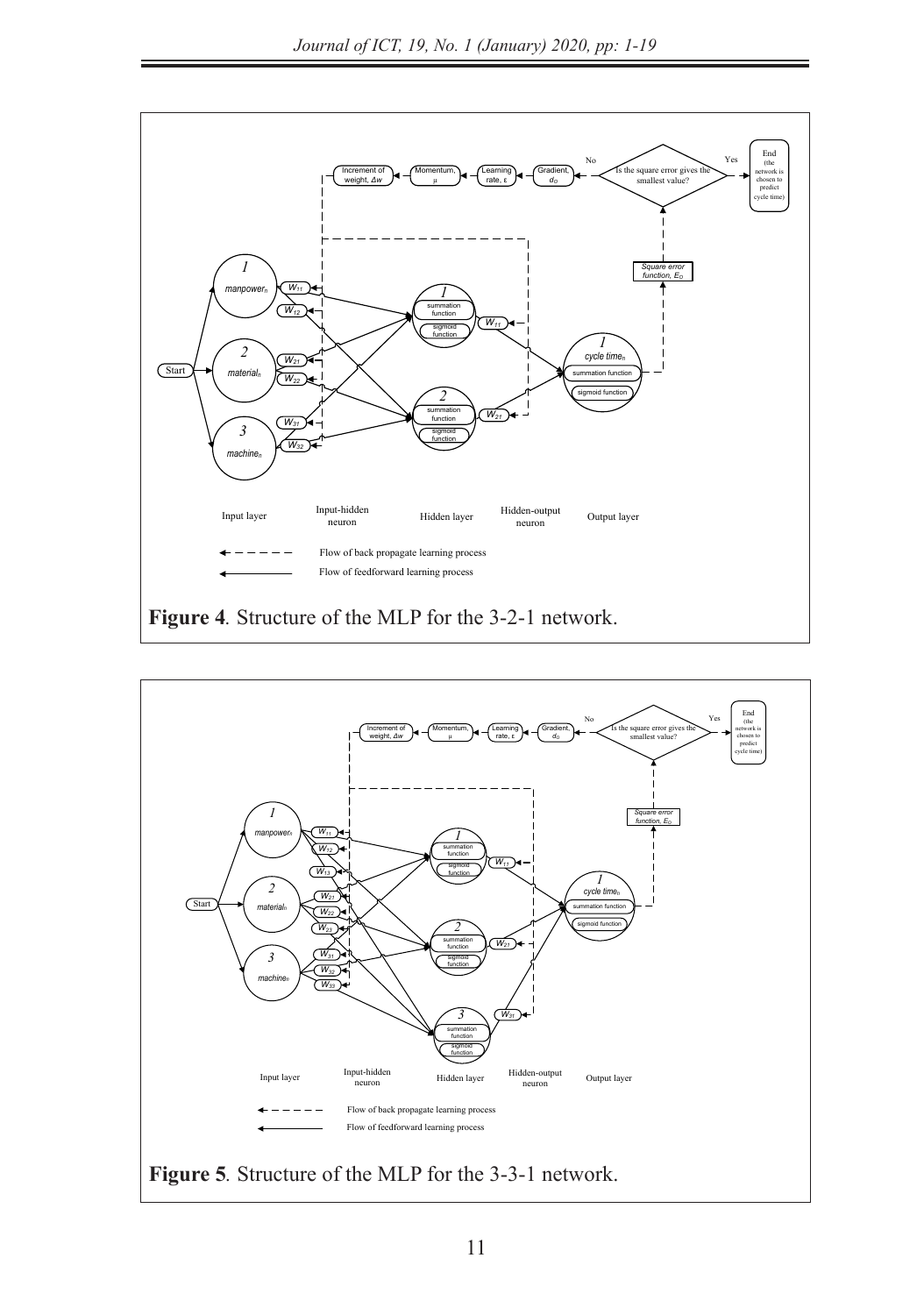**Figure 4**. Structure of the MLP for the 3-2-1 network.

**Figure 5**. Structure of the MLP for the 3-3-1 network.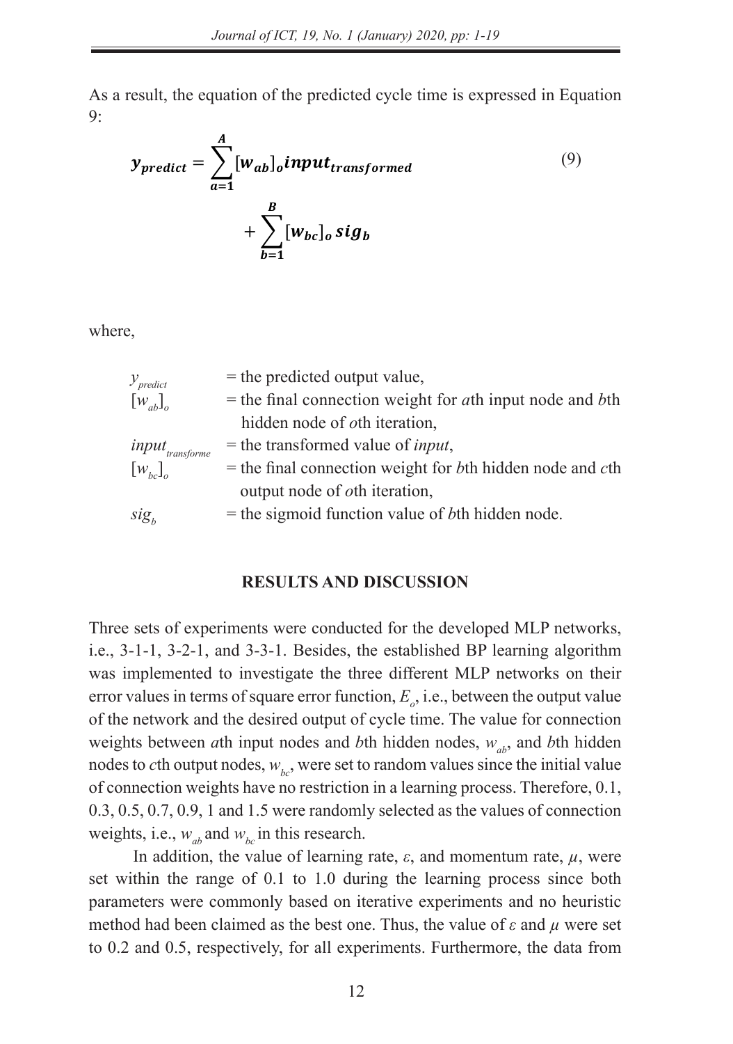As a result, the equation of the predicted cycle time is expressed in Equation 9:

$$\boldsymbol{y_{predict}} = \sum_{a=1}^{A} [\boldsymbol{w_{ab}}]_{o} \boldsymbol{input_{transformed}} + \sum_{b=1}^{B} [\boldsymbol{w_{bc}}]_{o} \boldsymbol{sig_{b}} \tag{9}$$

where,

| | |
|---|---|
| $y_{predict}$ | = the predicted output value, |
| $[w_{ab}]_o$ | = the final connection weight for *a*th input node and *b*th hidden node of *o*th iteration, |
| $input_{transforme}$ | = the transformed value of *input*, |
| $[w_{bc}]_o$ | = the final connection weight for *b*th hidden node and *c*th output node of *o*th iteration, |
| $sig_b$ | = the sigmoid function value of *b*th hidden node. |

## RESULTS AND DISCUSSION

Three sets of experiments were conducted for the developed MLP networks, i.e., 3-1-1, 3-2-1, and 3-3-1. Besides, the established BP learning algorithm was implemented to investigate the three different MLP networks on their error values in terms of square error function, $E_o$, i.e., between the output value of the network and the desired output of cycle time. The value for connection weights between *a*th input nodes and *b*th hidden nodes, $w_{ab}$, and *b*th hidden nodes to *c*th output nodes, $w_{bc}$, were set to random values since the initial value of connection weights have no restriction in a learning process. Therefore, 0.1, 0.3, 0.5, 0.7, 0.9, 1 and 1.5 were randomly selected as the values of connection weights, i.e., $w_{ab}$ and $w_{bc}$ in this research.

In addition, the value of learning rate, $\varepsilon$, and momentum rate, $\mu$, were set within the range of 0.1 to 1.0 during the learning process since both parameters were commonly based on iterative experiments and no heuristic method had been claimed as the best one. Thus, the value of $\varepsilon$ and $\mu$ were set to 0.2 and 0.5, respectively, for all experiments. Furthermore, the data from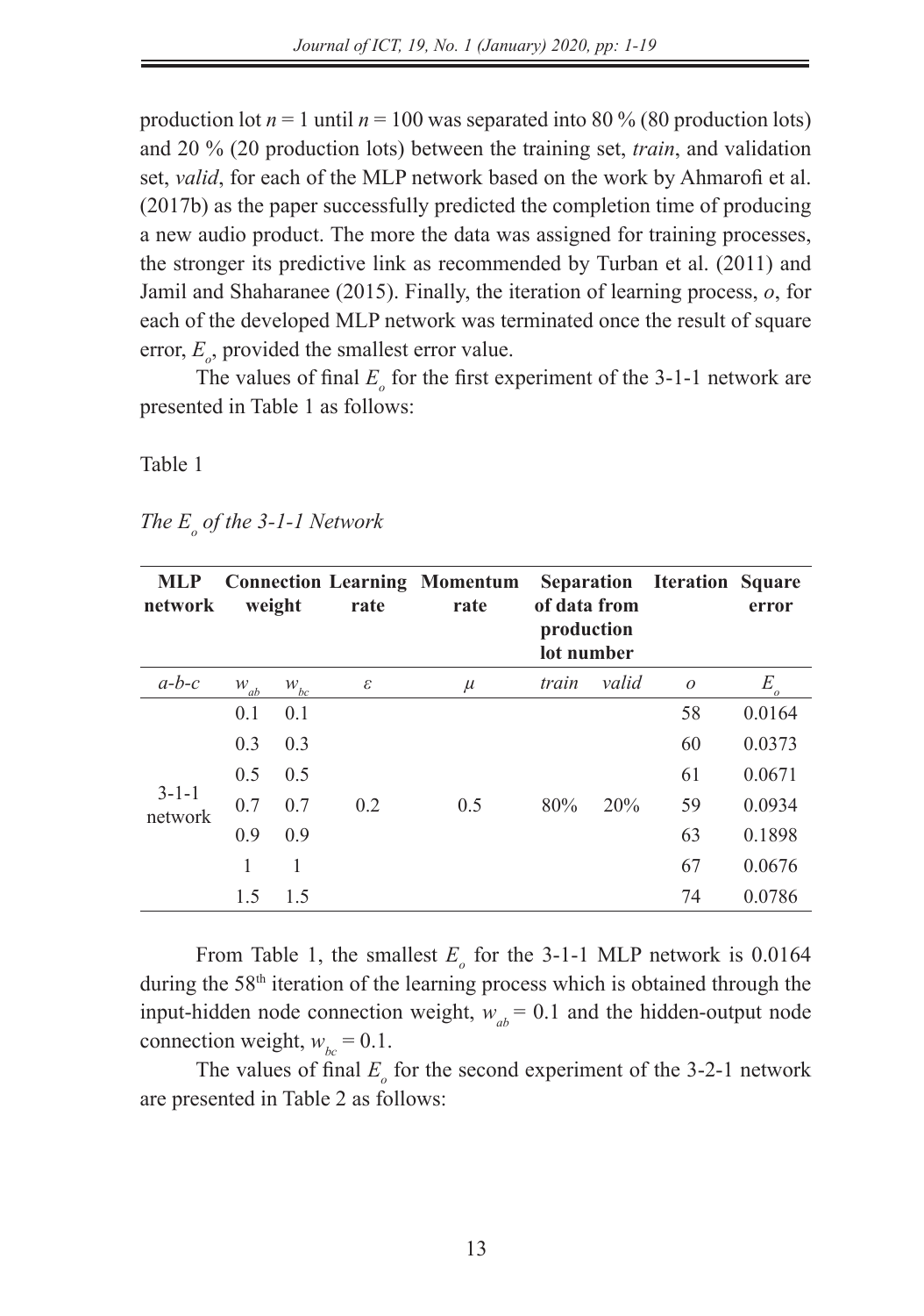production lot $n = 1$ until $n = 100$ was separated into 80 % (80 production lots) and 20 % (20 production lots) between the training set, *train*, and validation set, *valid*, for each of the MLP network based on the work by Ahmarofi et al. (2017b) as the paper successfully predicted the completion time of producing a new audio product. The more the data was assigned for training processes, the stronger its predictive link as recommended by Turban et al. (2011) and Jamil and Shaharanee (2015). Finally, the iteration of learning process, $o$, for each of the developed MLP network was terminated once the result of square error, $E_o$, provided the smallest error value.

The values of final $E_o$ for the first experiment of the 3-1-1 network are presented in Table 1 as follows:

Table 1

*The $E_o$ of the 3-1-1 Network*

| MLP network | Connection weight | | Learning rate | Momentum rate | Separation of data from production lot number | | Iteration | Square error |
|---|---|---|---|---|---|---|---|---|
| *a-b-c* | $w_{ab}$ | $w_{bc}$ | $\varepsilon$ | $\mu$ | *train* | *valid* | $o$ | $E_o$ |
| 3-1-1 network | 0.1 | 0.1 | 0.2 | 0.5 | 80% | 20% | 58 | 0.0164 |
| | 0.3 | 0.3 | | | | | 60 | 0.0373 |
| | 0.5 | 0.5 | | | | | 61 | 0.0671 |
| | 0.7 | 0.7 | | | | | 59 | 0.0934 |
| | 0.9 | 0.9 | | | | | 63 | 0.1898 |
| | 1 | 1 | | | | | 67 | 0.0676 |
| | 1.5 | 1.5 | | | | | 74 | 0.0786 |

From Table 1, the smallest $E_o$ for the 3-1-1 MLP network is 0.0164 during the 58th iteration of the learning process which is obtained through the input-hidden node connection weight, $w_{ab} = 0.1$ and the hidden-output node connection weight, $w_{bc} = 0.1$.

The values of final $E_o$ for the second experiment of the 3-2-1 network are presented in Table 2 as follows: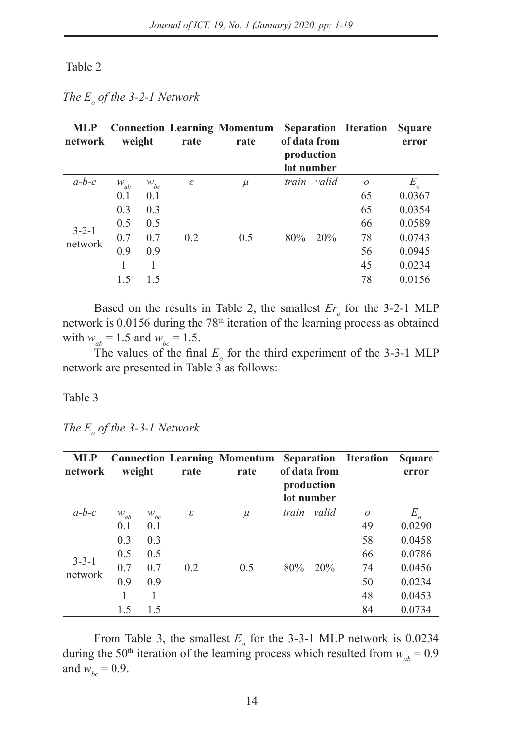Table 2

*The $E_o$ of the 3-2-1 Network*

| MLP network | Connection weight | | Learning rate | Momentum rate | Separation of data from production lot number | | Iteration | Square error |
|---|---|---|---|---|---|---|---|---|
| *a-b-c* | $w_{ab}$ | $w_{bc}$ | $\varepsilon$ | $\mu$ | *train* | *valid* | $o$ | $E_o$ |
| 3-2-1 network | 0.1 | 0.1 | 0.2 | 0.5 | 80% | 20% | 65 | 0.0367 |
| | 0.3 | 0.3 | | | | | 65 | 0.0354 |
| | 0.5 | 0.5 | | | | | 66 | 0.0589 |
| | 0.7 | 0.7 | | | | | 78 | 0.0743 |
| | 0.9 | 0.9 | | | | | 56 | 0.0945 |
| | 1 | 1 | | | | | 45 | 0.0234 |
| | 1.5 | 1.5 | | | | | 78 | 0.0156 |

Based on the results in Table 2, the smallest $Er_o$ for the 3-2-1 MLP network is 0.0156 during the 78th iteration of the learning process as obtained with $w_{ab} = 1.5$ and $w_{bc} = 1.5$.

The values of the final $E_o$ for the third experiment of the 3-3-1 MLP network are presented in Table 3 as follows:

Table 3

*The $E_o$ of the 3-3-1 Network*

| MLP network | Connection weight | | Learning rate | Momentum rate | Separation of data from production lot number | | Iteration | Square error |
|---|---|---|---|---|---|---|---|---|
| *a-b-c* | $w_{ab}$ | $w_{bc}$ | $\varepsilon$ | $\mu$ | *train* | *valid* | $o$ | $E_o$ |
| 3-3-1 network | 0.1 | 0.1 | 0.2 | 0.5 | 80% | 20% | 49 | 0.0290 |
| | 0.3 | 0.3 | | | | | 58 | 0.0458 |
| | 0.5 | 0.5 | | | | | 66 | 0.0786 |
| | 0.7 | 0.7 | | | | | 74 | 0.0456 |
| | 0.9 | 0.9 | | | | | 50 | 0.0234 |
| | 1 | 1 | | | | | 48 | 0.0453 |
| | 1.5 | 1.5 | | | | | 84 | 0.0734 |

From Table 3, the smallest $E_o$ for the 3-3-1 MLP network is 0.0234 during the 50th iteration of the learning process which resulted from $w_{ab} = 0.9$ and $w_{bc} = 0.9$.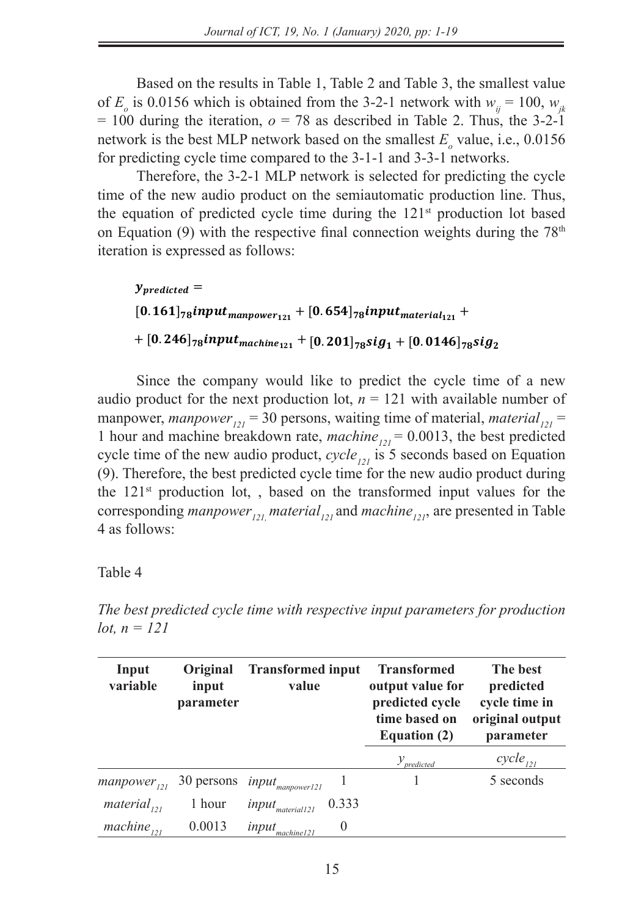Based on the results in Table 1, Table 2 and Table 3, the smallest value of $E_o$ is 0.0156 which is obtained from the 3-2-1 network with $w_{ij}$ = 100, $w_{jk}$ = 100 during the iteration, $o$ = 78 as described in Table 2. Thus, the 3-2-1 network is the best MLP network based on the smallest $E_o$ value, i.e., 0.0156 for predicting cycle time compared to the 3-1-1 and 3-3-1 networks.

Therefore, the 3-2-1 MLP network is selected for predicting the cycle time of the new audio product on the semiautomatic production line. Thus, the equation of predicted cycle time during the 121st production lot based on Equation (9) with the respective final connection weights during the 78th iteration is expressed as follows:

$$\boldsymbol{y_{predicted}} =$$
$$[\mathbf{0.161}]_{78}\boldsymbol{input_{manpower_{121}}} + [\mathbf{0.654}]_{78}\boldsymbol{input_{material_{121}}} +$$
$$+ [\mathbf{0.246}]_{78}\boldsymbol{input_{machine_{121}}} + [\mathbf{0.201}]_{78}\boldsymbol{sig_1} + [\mathbf{0.0146}]_{78}\boldsymbol{sig_2}$$

Since the company would like to predict the cycle time of a new audio product for the next production lot, $n$ = 121 with available number of manpower, $manpower_{121}$ = 30 persons, waiting time of material, $material_{121}$ = 1 hour and machine breakdown rate, $machine_{121}$ = 0.0013, the best predicted cycle time of the new audio product, $cycle_{121}$ is 5 seconds based on Equation (9). Therefore, the best predicted cycle time for the new audio product during the 121st production lot, , based on the transformed input values for the corresponding $manpower_{121}$, $material_{121}$ and $machine_{121}$, are presented in Table 4 as follows:

Table 4

*The best predicted cycle time with respective input parameters for production lot, n = 121*

| Input variable | Original input parameter | Transformed input value | | Transformed output value for predicted cycle time based on Equation (2) | The best predicted cycle time in original output parameter |
|---|---|---|---|---|---|
| | | | | $y_{predicted}$ | $cycle_{121}$ |
| $manpower_{121}$ | 30 persons | $input_{manpower121}$ | 1 | 1 | 5 seconds |
| $material_{121}$ | 1 hour | $input_{material121}$ | 0.333 | | |
| $machine_{121}$ | 0.0013 | $input_{machine121}$ | 0 | | |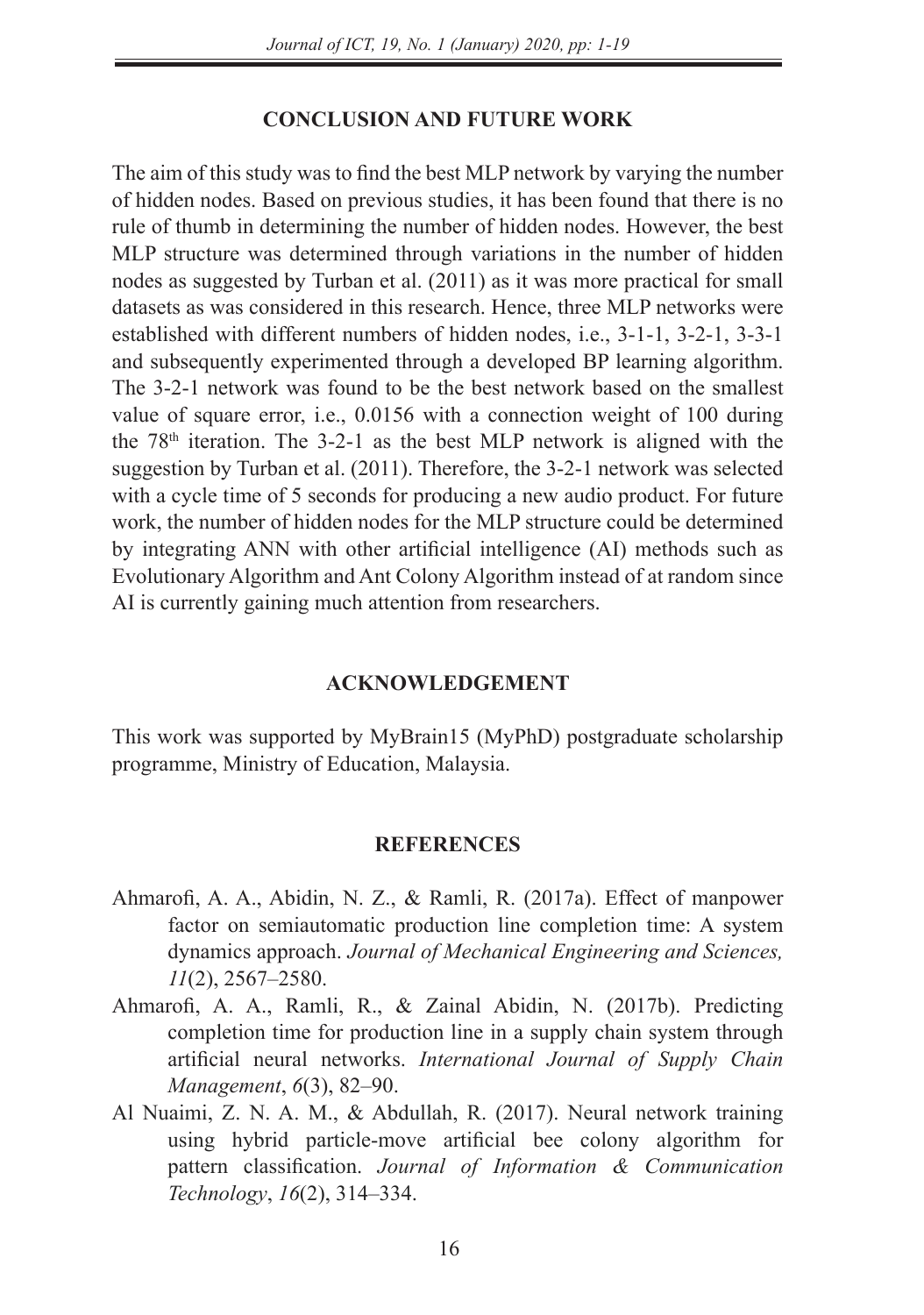## CONCLUSION AND FUTURE WORK

The aim of this study was to find the best MLP network by varying the number of hidden nodes. Based on previous studies, it has been found that there is no rule of thumb in determining the number of hidden nodes. However, the best MLP structure was determined through variations in the number of hidden nodes as suggested by Turban et al. (2011) as it was more practical for small datasets as was considered in this research. Hence, three MLP networks were established with different numbers of hidden nodes, i.e., 3-1-1, 3-2-1, 3-3-1 and subsequently experimented through a developed BP learning algorithm. The 3-2-1 network was found to be the best network based on the smallest value of square error, i.e., 0.0156 with a connection weight of 100 during the 78th iteration. The 3-2-1 as the best MLP network is aligned with the suggestion by Turban et al. (2011). Therefore, the 3-2-1 network was selected with a cycle time of 5 seconds for producing a new audio product. For future work, the number of hidden nodes for the MLP structure could be determined by integrating ANN with other artificial intelligence (AI) methods such as Evolutionary Algorithm and Ant Colony Algorithm instead of at random since AI is currently gaining much attention from researchers.

## ACKNOWLEDGEMENT

This work was supported by MyBrain15 (MyPhD) postgraduate scholarship programme, Ministry of Education, Malaysia.

## REFERENCES

Ahmarofi, A. A., Abidin, N. Z., & Ramli, R. (2017a). Effect of manpower factor on semiautomatic production line completion time: A system dynamics approach. *Journal of Mechanical Engineering and Sciences, 11*(2), 2567–2580.

Ahmarofi, A. A., Ramli, R., & Zainal Abidin, N. (2017b). Predicting completion time for production line in a supply chain system through artificial neural networks. *International Journal of Supply Chain Management*, *6*(3), 82–90.

Al Nuaimi, Z. N. A. M., & Abdullah, R. (2017). Neural network training using hybrid particle-move artificial bee colony algorithm for pattern classification. *Journal of Information & Communication Technology*, *16*(2), 314–334.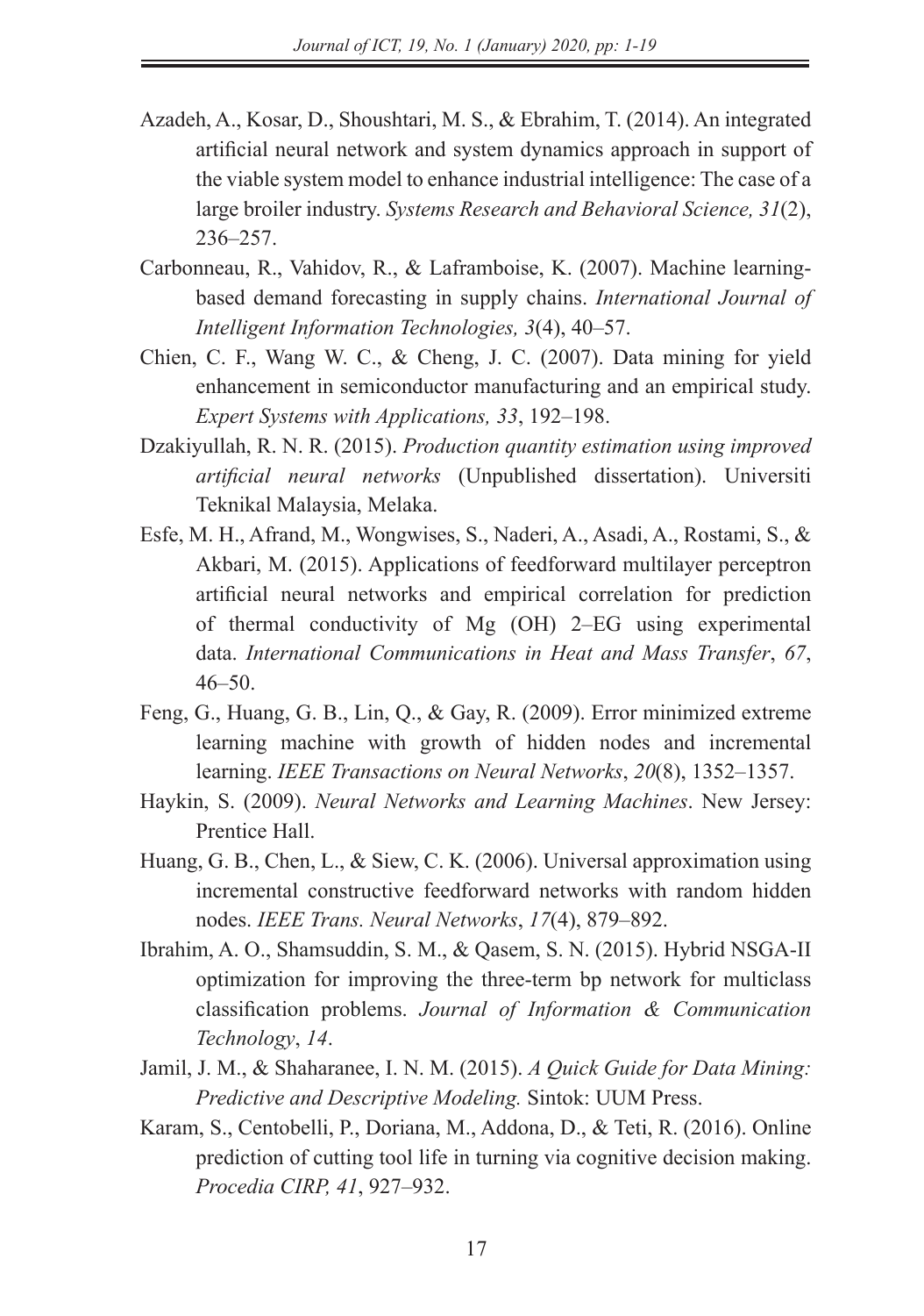Azadeh, A., Kosar, D., Shoushtari, M. S., & Ebrahim, T. (2014). An integrated artificial neural network and system dynamics approach in support of the viable system model to enhance industrial intelligence: The case of a large broiler industry. *Systems Research and Behavioral Science, 31*(2), 236–257.

Carbonneau, R., Vahidov, R., & Laframboise, K. (2007). Machine learning-based demand forecasting in supply chains. *International Journal of Intelligent Information Technologies, 3*(4), 40–57.

Chien, C. F., Wang W. C., & Cheng, J. C. (2007). Data mining for yield enhancement in semiconductor manufacturing and an empirical study. *Expert Systems with Applications, 33*, 192–198.

Dzakiyullah, R. N. R. (2015). *Production quantity estimation using improved artificial neural networks* (Unpublished dissertation). Universiti Teknikal Malaysia, Melaka.

Esfe, M. H., Afrand, M., Wongwises, S., Naderi, A., Asadi, A., Rostami, S., & Akbari, M. (2015). Applications of feedforward multilayer perceptron artificial neural networks and empirical correlation for prediction of thermal conductivity of Mg (OH) 2–EG using experimental data. *International Communications in Heat and Mass Transfer*, *67*, 46–50.

Feng, G., Huang, G. B., Lin, Q., & Gay, R. (2009). Error minimized extreme learning machine with growth of hidden nodes and incremental learning. *IEEE Transactions on Neural Networks*, *20*(8), 1352–1357.

Haykin, S. (2009). *Neural Networks and Learning Machines*. New Jersey: Prentice Hall.

Huang, G. B., Chen, L., & Siew, C. K. (2006). Universal approximation using incremental constructive feedforward networks with random hidden nodes. *IEEE Trans. Neural Networks*, *17*(4), 879–892.

Ibrahim, A. O., Shamsuddin, S. M., & Qasem, S. N. (2015). Hybrid NSGA-II optimization for improving the three-term bp network for multiclass classification problems. *Journal of Information & Communication Technology*, *14*.

Jamil, J. M., & Shaharanee, I. N. M. (2015). *A Quick Guide for Data Mining: Predictive and Descriptive Modeling.* Sintok: UUM Press.

Karam, S., Centobelli, P., Doriana, M., Addona, D., & Teti, R. (2016). Online prediction of cutting tool life in turning via cognitive decision making. *Procedia CIRP, 41*, 927–932.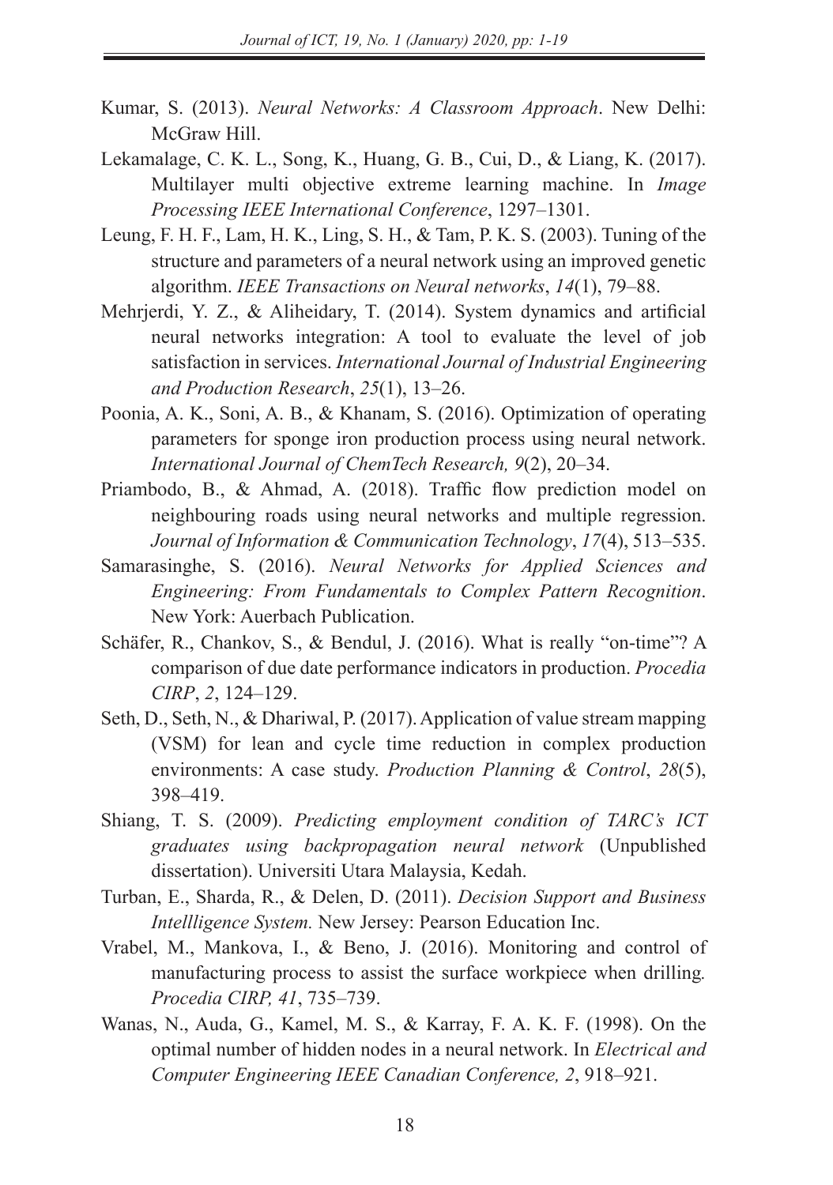Kumar, S. (2013). *Neural Networks: A Classroom Approach*. New Delhi: McGraw Hill.

Lekamalage, C. K. L., Song, K., Huang, G. B., Cui, D., & Liang, K. (2017). Multilayer multi objective extreme learning machine. In *Image Processing IEEE International Conference*, 1297–1301.

Leung, F. H. F., Lam, H. K., Ling, S. H., & Tam, P. K. S. (2003). Tuning of the structure and parameters of a neural network using an improved genetic algorithm. *IEEE Transactions on Neural networks*, *14*(1), 79–88.

Mehrjerdi, Y. Z., & Aliheidary, T. (2014). System dynamics and artificial neural networks integration: A tool to evaluate the level of job satisfaction in services. *International Journal of Industrial Engineering and Production Research*, *25*(1), 13–26.

Poonia, A. K., Soni, A. B., & Khanam, S. (2016). Optimization of operating parameters for sponge iron production process using neural network. *International Journal of ChemTech Research, 9*(2), 20–34.

Priambodo, B., & Ahmad, A. (2018). Traffic flow prediction model on neighbouring roads using neural networks and multiple regression. *Journal of Information & Communication Technology*, *17*(4), 513–535.

Samarasinghe, S. (2016). *Neural Networks for Applied Sciences and Engineering: From Fundamentals to Complex Pattern Recognition*. New York: Auerbach Publication.

Schäfer, R., Chankov, S., & Bendul, J. (2016). What is really "on-time"? A comparison of due date performance indicators in production. *Procedia CIRP*, *2*, 124–129.

Seth, D., Seth, N., & Dhariwal, P. (2017). Application of value stream mapping (VSM) for lean and cycle time reduction in complex production environments: A case study. *Production Planning & Control*, *28*(5), 398–419.

Shiang, T. S. (2009). *Predicting employment condition of TARC's ICT graduates using backpropagation neural network* (Unpublished dissertation). Universiti Utara Malaysia, Kedah.

Turban, E., Sharda, R., & Delen, D. (2011). *Decision Support and Business Intellligence System.* New Jersey: Pearson Education Inc.

Vrabel, M., Mankova, I., & Beno, J. (2016). Monitoring and control of manufacturing process to assist the surface workpiece when drilling*. Procedia CIRP, 41*, 735–739.

Wanas, N., Auda, G., Kamel, M. S., & Karray, F. A. K. F. (1998). On the optimal number of hidden nodes in a neural network. In *Electrical and Computer Engineering IEEE Canadian Conference, 2*, 918–921.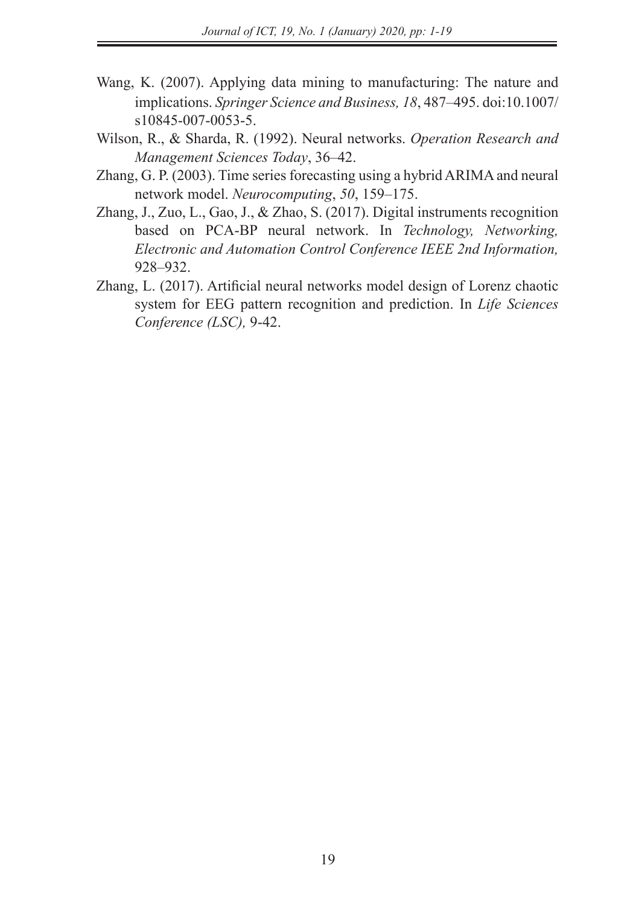Wang, K. (2007). Applying data mining to manufacturing: The nature and implications. *Springer Science and Business, 18*, 487–495. doi:10.1007/s10845-007-0053-5.

Wilson, R., & Sharda, R. (1992). Neural networks. *Operation Research and Management Sciences Today*, 36–42.

Zhang, G. P. (2003). Time series forecasting using a hybrid ARIMA and neural network model. *Neurocomputing*, *50*, 159–175.

Zhang, J., Zuo, L., Gao, J., & Zhao, S. (2017). Digital instruments recognition based on PCA-BP neural network. In *Technology, Networking, Electronic and Automation Control Conference IEEE 2nd Information,* 928–932.

Zhang, L. (2017). Artificial neural networks model design of Lorenz chaotic system for EEG pattern recognition and prediction. In *Life Sciences Conference (LSC),* 9-42.